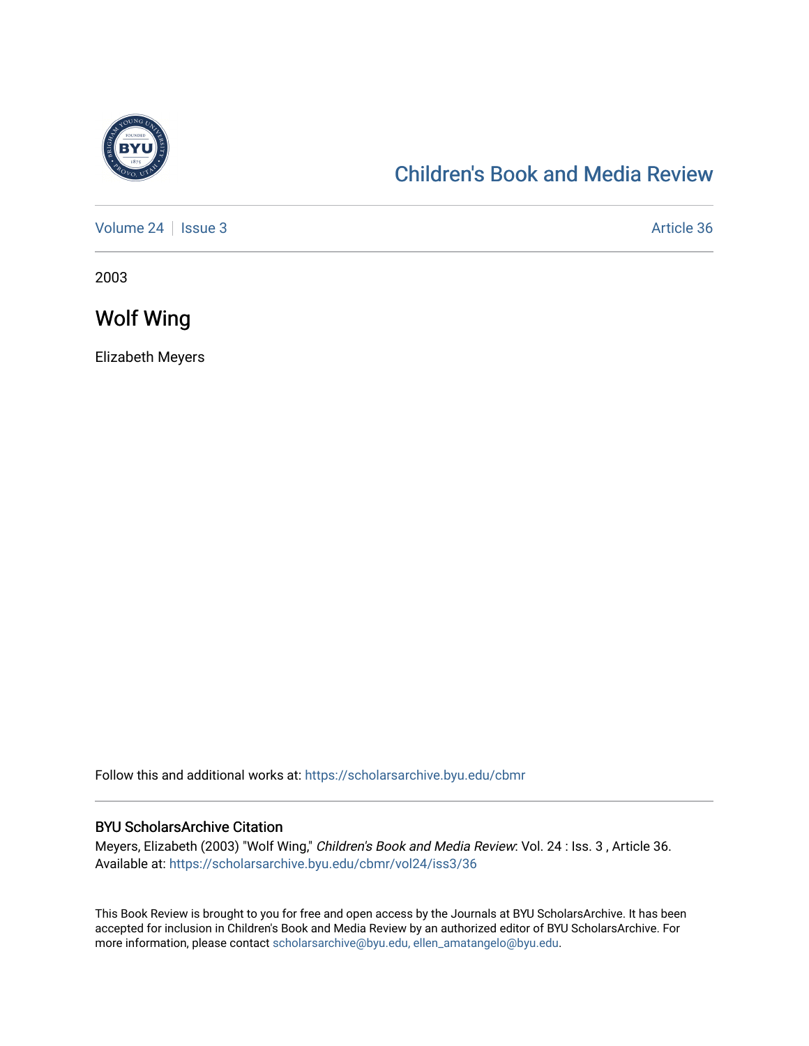# Children's Book and Media Review

Volume 24 | Issue 3 | Article 36

2003

## Wolf Wing

Elizabeth Meyers

Follow this and additional works at: https://scholarsarchive.byu.edu/cbmr

### BYU ScholarsArchive Citation

Meyers, Elizabeth (2003) "Wolf Wing," *Children's Book and Media Review*: Vol. 24 : Iss. 3 , Article 36. Available at: https://scholarsarchive.byu.edu/cbmr/vol24/iss3/36

This Book Review is brought to you for free and open access by the Journals at BYU ScholarsArchive. It has been accepted for inclusion in Children's Book and Media Review by an authorized editor of BYU ScholarsArchive. For more information, please contact scholarsarchive@byu.edu, ellen_amatangelo@byu.edu.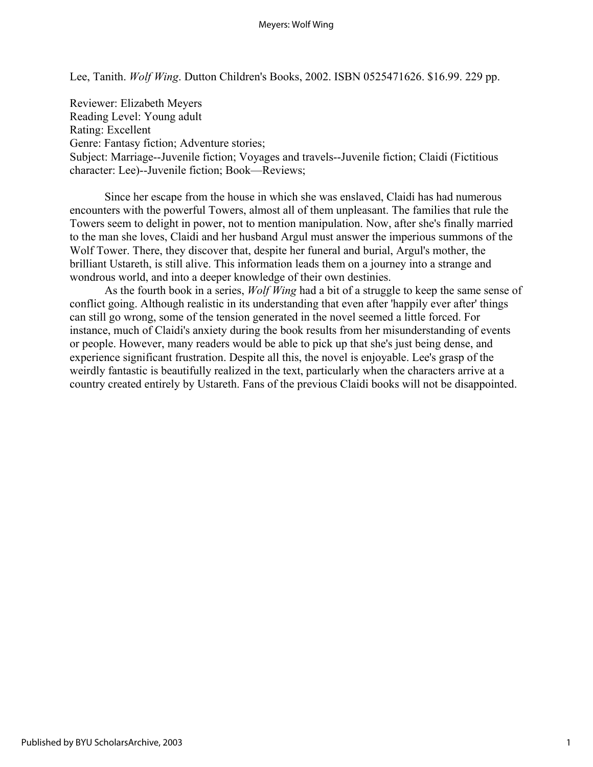Lee, Tanith. *Wolf Wing*. Dutton Children's Books, 2002. ISBN 0525471626. $16.99. 229 pp.

Reviewer: Elizabeth Meyers
Reading Level: Young adult
Rating: Excellent
Genre: Fantasy fiction; Adventure stories;
Subject: Marriage--Juvenile fiction; Voyages and travels--Juvenile fiction; Claidi (Fictitious character: Lee)--Juvenile fiction; Book—Reviews;

Since her escape from the house in which she was enslaved, Claidi has had numerous encounters with the powerful Towers, almost all of them unpleasant. The families that rule the Towers seem to delight in power, not to mention manipulation. Now, after she's finally married to the man she loves, Claidi and her husband Argul must answer the imperious summons of the Wolf Tower. There, they discover that, despite her funeral and burial, Argul's mother, the brilliant Ustareth, is still alive. This information leads them on a journey into a strange and wondrous world, and into a deeper knowledge of their own destinies.

As the fourth book in a series, *Wolf Wing* had a bit of a struggle to keep the same sense of conflict going. Although realistic in its understanding that even after 'happily ever after' things can still go wrong, some of the tension generated in the novel seemed a little forced. For instance, much of Claidi's anxiety during the book results from her misunderstanding of events or people. However, many readers would be able to pick up that she's just being dense, and experience significant frustration. Despite all this, the novel is enjoyable. Lee's grasp of the weirdly fantastic is beautifully realized in the text, particularly when the characters arrive at a country created entirely by Ustareth. Fans of the previous Claidi books will not be disappointed.